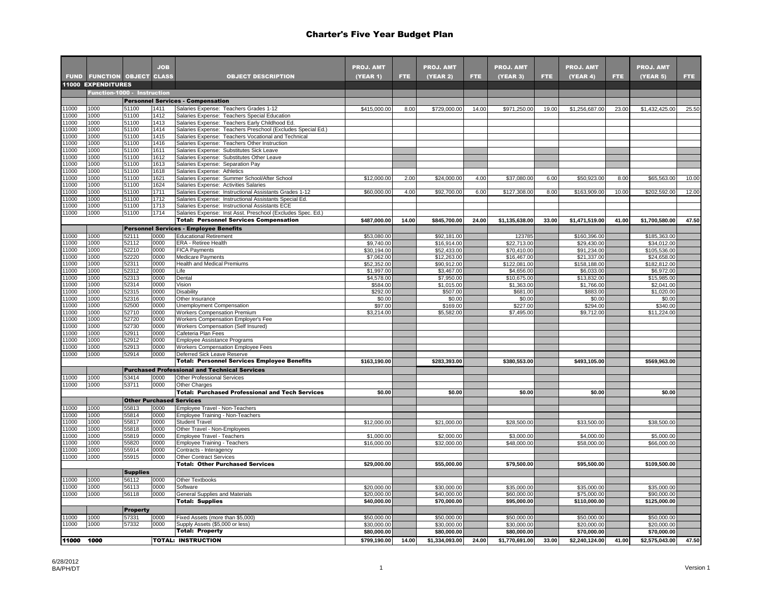# Charter's Five Year Budget Plan

| FUND | FUNCTION | OBJECT | JOB CLASS | OBJECT DESCRIPTION | PROJ. AMT (YEAR 1) | FTE | PROJ. AMT (YEAR 2) | FTE | PROJ. AMT (YEAR 3) | FTE | PROJ. AMT (YEAR 4) | FTE | PROJ. AMT (YEAR 5) | FTE |
|---|---|---|---|---|---|---|---|---|---|---|---|---|---|---|
| **11000 EXPENDITURES** | | | | | | | | | | | | | | |
| | **Function-1000 - Instruction** | | | | | | | | | | | | | |
| | | **Personnel Services - Compensation** | | | | | | | | | | | | |
| 11000 | 1000 | 51100 | 1411 | Salaries Expense: Teachers Grades 1-12 | $415,000.00 | 8.00 | $729,000.00 | 14.00 | $971,250.00 | 19.00 | $1,256,687.00 | 23.00 | $1,432,425.00 | 25.50 |
| 11000 | 1000 | 51100 | 1412 | Salaries Expense: Teachers Special Education | | | | | | | | | | |
| 11000 | 1000 | 51100 | 1413 | Salaries Expense: Teachers Early Childhood Ed. | | | | | | | | | | |
| 11000 | 1000 | 51100 | 1414 | Salaries Expense: Teachers Preschool (Excludes Special Ed.) | | | | | | | | | | |
| 11000 | 1000 | 51100 | 1415 | Salaries Expense: Teachers Vocational and Technical | | | | | | | | | | |
| 11000 | 1000 | 51100 | 1416 | Salaries Expense: Teachers Other Instruction | | | | | | | | | | |
| 11000 | 1000 | 51100 | 1611 | Salaries Expense: Substitutes Sick Leave | | | | | | | | | | |
| 11000 | 1000 | 51100 | 1612 | Salaries Expense: Substitutes Other Leave | | | | | | | | | | |
| 11000 | 1000 | 51100 | 1613 | Salaries Expense: Separation Pay | | | | | | | | | | |
| 11000 | 1000 | 51100 | 1618 | Salaries Expense: Athletics | | | | | | | | | | |
| 11000 | 1000 | 51100 | 1621 | Salaries Expense: Summer School/After School | $12,000.00 | 2.00 | $24,000.00 | 4.00 | $37,080.00 | 6.00 | $50,923.00 | 8.00 | $65,563.00 | 10.00 |
| 11000 | 1000 | 51100 | 1624 | Salaries Expense: Activities Salaries | | | | | | | | | | |
| 11000 | 1000 | 51100 | 1711 | Salaries Expense: Instructional Assistants Grades 1-12 | $60,000.00 | 4.00 | $92,700.00 | 6.00 | $127,308.00 | 8.00 | $163,909.00 | 10.00 | $202,592.00 | 12.00 |
| 11000 | 1000 | 51100 | 1712 | Salaries Expense: Instructional Assistants Special Ed. | | | | | | | | | | |
| 11000 | 1000 | 51100 | 1713 | Salaries Expense: Instructional Assistants ECE | | | | | | | | | | |
| 11000 | 1000 | 51100 | 1714 | Salaries Expense: Inst Asst. Preschool (Excludes Spec. Ed.) | | | | | | | | | | |
| | | | | **Total: Personnel Services Compensation** | **$487,000.00** | **14.00** | **$845,700.00** | **24.00** | **$1,135,638.00** | **33.00** | **$1,471,519.00** | **41.00** | **$1,700,580.00** | **47.50** |
| | | **Personnel Services - Employee Benefits** | | | | | | | | | | | | |
| 11000 | 1000 | 52111 | 0000 | Educational Retirement | $53,080.00 | | $92,181.00 | | 123785 | | $160,396.00 | | $185,363.00 | |
| 11000 | 1000 | 52112 | 0000 | ERA - Retiree Health | $9,740.00 | | $16,914.00 | | $22,713.00 | | $29,430.00 | | $34,012.00 | |
| 11000 | 1000 | 52210 | 0000 | FICA Payments | $30,194.00 | | $52,433.00 | | $70,410.00 | | $91,234.00 | | $105,536.00 | |
| 11000 | 1000 | 52220 | 0000 | Medicare Payments | $7,062.00 | | $12,263.00 | | $16,467.00 | | $21,337.00 | | $24,658.00 | |
| 11000 | 1000 | 52311 | 0000 | Health and Medical Premiums | $52,352.00 | | $90,912.00 | | $122,081.00 | | $158,188.00 | | $182,812.00 | |
| 11000 | 1000 | 52312 | 0000 | Life | $1,997.00 | | $3,467.00 | | $4,656.00 | | $6,033.00 | | $6,972.00 | |
| 11000 | 1000 | 52313 | 0000 | Dental | $4,578.00 | | $7,950.00 | | $10,675.00 | | $13,832.00 | | $15,985.00 | |
| 11000 | 1000 | 52314 | 0000 | Vision | $584.00 | | $1,015.00 | | $1,363.00 | | $1,766.00 | | $2,041.00 | |
| 11000 | 1000 | 52315 | 0000 | Disability | $292.00 | | $507.00 | | $681.00 | | $883.00 | | $1,020.00 | |
| 11000 | 1000 | 52316 | 0000 | Other Insurance | $0.00 | | $0.00 | | $0.00 | | $0.00 | | $0.00 | |
| 11000 | 1000 | 52500 | 0000 | Unemployment Compensation | $97.00 | | $169.00 | | $227.00 | | $294.00 | | $340.00 | |
| 11000 | 1000 | 52710 | 0000 | Workers Compensation Premium | $3,214.00 | | $5,582.00 | | $7,495.00 | | $9,712.00 | | $11,224.00 | |
| 11000 | 1000 | 52720 | 0000 | Workers Compensation Employer's Fee | | | | | | | | | | |
| 11000 | 1000 | 52730 | 0000 | Workers Compensation (Self Insured) | | | | | | | | | | |
| 11000 | 1000 | 52911 | 0000 | Cafeteria Plan Fees | | | | | | | | | | |
| 11000 | 1000 | 52912 | 0000 | Employee Assistance Programs | | | | | | | | | | |
| 11000 | 1000 | 52913 | 0000 | Workers Compensation Employee Fees | | | | | | | | | | |
| 11000 | 1000 | 52914 | 0000 | Deferred Sick Leave Reserve | | | | | | | | | | |
| | | | | **Total: Personnel Services Employee Benefits** | **$163,190.00** | | **$283,393.00** | | **$380,553.00** | | **$493,105.00** | | **$569,963.00** | |
| | | **Purchased Professional and Technical Services** | | | | | | | | | | | | |
| 11000 | 1000 | 53414 | 0000 | Other Professional Services | | | | | | | | | | |
| 11000 | 1000 | 53711 | 0000 | Other Charges | | | | | | | | | | |
| | | | | **Total: Purchased Professional and Tech Services** | **$0.00** | | **$0.00** | | **$0.00** | | **$0.00** | | **$0.00** | |
| | | **Other Purchased Services** | | | | | | | | | | | | |
| 11000 | 1000 | 55813 | 0000 | Employee Travel - Non-Teachers | | | | | | | | | | |
| 11000 | 1000 | 55814 | 0000 | Employee Training - Non-Teachers | | | | | | | | | | |
| 11000 | 1000 | 55817 | 0000 | Student Travel | $12,000.00 | | $21,000.00 | | $28,500.00 | | $33,500.00 | | $38,500.00 | |
| 11000 | 1000 | 55818 | 0000 | Other Travel - Non-Employees | | | | | | | | | | |
| 11000 | 1000 | 55819 | 0000 | Employee Travel - Teachers | $1,000.00 | | $2,000.00 | | $3,000.00 | | $4,000.00 | | $5,000.00 | |
| 11000 | 1000 | 55820 | 0000 | Employee Training - Teachers | $16,000.00 | | $32,000.00 | | $48,000.00 | | $58,000.00 | | $66,000.00 | |
| 11000 | 1000 | 55914 | 0000 | Contracts - Interagency | | | | | | | | | | |
| 11000 | 1000 | 55915 | 0000 | Other Contract Services | | | | | | | | | | |
| | | | | **Total: Other Purchased Services** | **$29,000.00** | | **$55,000.00** | | **$79,500.00** | | **$95,500.00** | | **$109,500.00** | |
| | | **Supplies** | | | | | | | | | | | | |
| 11000 | 1000 | 56112 | 0000 | Other Textbooks | | | | | | | | | | |
| 11000 | 1000 | 56113 | 0000 | Software | $20,000.00 | | $30,000.00 | | $35,000.00 | | $35,000.00 | | $35,000.00 | |
| 11000 | 1000 | 56118 | 0000 | General Supplies and Materials | $20,000.00 | | $40,000.00 | | $60,000.00 | | $75,000.00 | | $90,000.00 | |
| | | | | **Total: Supplies** | **$40,000.00** | | **$70,000.00** | | **$95,000.00** | | **$110,000.00** | | **$125,000.00** | |
| | | **Property** | | | | | | | | | | | | |
| 11000 | 1000 | 57331 | 0000 | Fixed Assets (more than $5,000) | $50,000.00 | | $50,000.00 | | $50,000.00 | | $50,000.00 | | $50,000.00 | |
| 11000 | 1000 | 57332 | 0000 | Supply Assets ($5,000 or less) | $30,000.00 | | $30,000.00 | | $30,000.00 | | $20,000.00 | | $20,000.00 | |
| | | | | **Total: Property** | **$80,000.00** | | **$80,000.00** | | **$80,000.00** | | **$70,000.00** | | **$70,000.00** | |
| **11000** | **1000** | | | **TOTAL: INSTRUCTION** | **$799,190.00** | **14.00** | **$1,334,093.00** | **24.00** | **$1,770,691.00** | **33.00** | **$2,240,124.00** | **41.00** | **$2,575,043.00** | **47.50** |

6/28/2012
BA/PH/DT

Version 1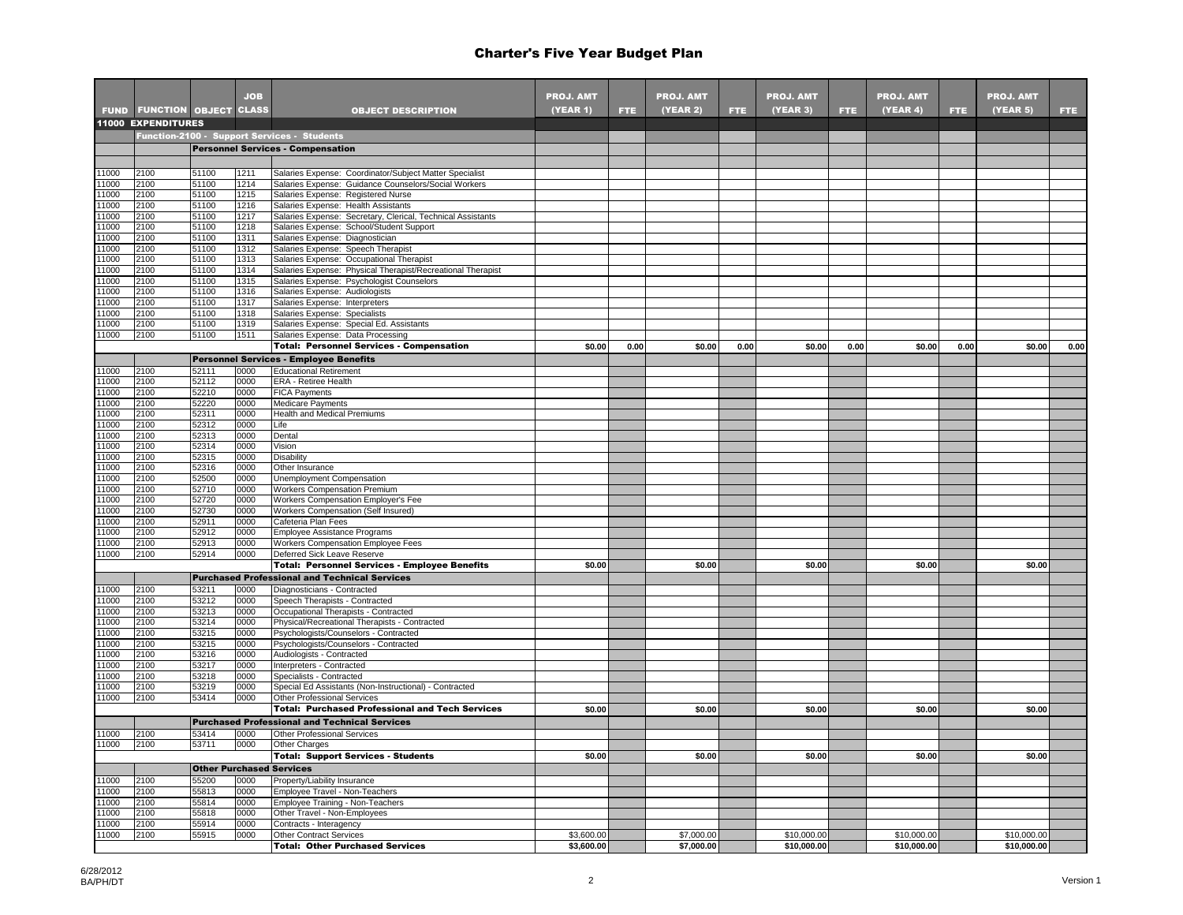# Charter's Five Year Budget Plan

| FUND | FUNCTION | OBJECT | JOB CLASS | OBJECT DESCRIPTION | PROJ. AMT (YEAR 1) | FTE | PROJ. AMT (YEAR 2) | FTE | PROJ. AMT (YEAR 3) | FTE | PROJ. AMT (YEAR 4) | FTE | PROJ. AMT (YEAR 5) | FTE |
|---|---|---|---|---|---|---|---|---|---|---|---|---|---|---|
| **11000 EXPENDITURES** | | | | | | | | | | | | | | |
| | **Function-2100 - Support Services - Students** | | | | | | | | | | | | | |
| | | **Personnel Services - Compensation** | | | | | | | | | | | | |
| 11000 | 2100 | 51100 | 1211 | Salaries Expense: Coordinator/Subject Matter Specialist | | | | | | | | | | |
| 11000 | 2100 | 51100 | 1214 | Salaries Expense: Guidance Counselors/Social Workers | | | | | | | | | | |
| 11000 | 2100 | 51100 | 1215 | Salaries Expense: Registered Nurse | | | | | | | | | | |
| 11000 | 2100 | 51100 | 1216 | Salaries Expense: Health Assistants | | | | | | | | | | |
| 11000 | 2100 | 51100 | 1217 | Salaries Expense: Secretary, Clerical, Technical Assistants | | | | | | | | | | |
| 11000 | 2100 | 51100 | 1218 | Salaries Expense: School/Student Support | | | | | | | | | | |
| 11000 | 2100 | 51100 | 1311 | Salaries Expense: Diagnostician | | | | | | | | | | |
| 11000 | 2100 | 51100 | 1312 | Salaries Expense: Speech Therapist | | | | | | | | | | |
| 11000 | 2100 | 51100 | 1313 | Salaries Expense: Occupational Therapist | | | | | | | | | | |
| 11000 | 2100 | 51100 | 1314 | Salaries Expense: Physical Therapist/Recreational Therapist | | | | | | | | | | |
| 11000 | 2100 | 51100 | 1315 | Salaries Expense: Psychologist Counselors | | | | | | | | | | |
| 11000 | 2100 | 51100 | 1316 | Salaries Expense: Audiologists | | | | | | | | | | |
| 11000 | 2100 | 51100 | 1317 | Salaries Expense: Interpreters | | | | | | | | | | |
| 11000 | 2100 | 51100 | 1318 | Salaries Expense: Specialists | | | | | | | | | | |
| 11000 | 2100 | 51100 | 1319 | Salaries Expense: Special Ed. Assistants | | | | | | | | | | |
| 11000 | 2100 | 51100 | 1511 | Salaries Expense: Data Processing | | | | | | | | | | |
| | | | | **Total: Personnel Services - Compensation** | **$0.00** | **0.00** | **$0.00** | **0.00** | **$0.00** | **0.00** | **$0.00** | **0.00** | **$0.00** | **0.00** |
| | | **Personnel Services - Employee Benefits** | | | | | | | | | | | | |
| 11000 | 2100 | 52111 | 0000 | Educational Retirement | | | | | | | | | | |
| 11000 | 2100 | 52112 | 0000 | ERA - Retiree Health | | | | | | | | | | |
| 11000 | 2100 | 52210 | 0000 | FICA Payments | | | | | | | | | | |
| 11000 | 2100 | 52220 | 0000 | Medicare Payments | | | | | | | | | | |
| 11000 | 2100 | 52311 | 0000 | Health and Medical Premiums | | | | | | | | | | |
| 11000 | 2100 | 52312 | 0000 | Life | | | | | | | | | | |
| 11000 | 2100 | 52313 | 0000 | Dental | | | | | | | | | | |
| 11000 | 2100 | 52314 | 0000 | Vision | | | | | | | | | | |
| 11000 | 2100 | 52315 | 0000 | Disability | | | | | | | | | | |
| 11000 | 2100 | 52316 | 0000 | Other Insurance | | | | | | | | | | |
| 11000 | 2100 | 52500 | 0000 | Unemployment Compensation | | | | | | | | | | |
| 11000 | 2100 | 52710 | 0000 | Workers Compensation Premium | | | | | | | | | | |
| 11000 | 2100 | 52720 | 0000 | Workers Compensation Employer's Fee | | | | | | | | | | |
| 11000 | 2100 | 52730 | 0000 | Workers Compensation (Self Insured) | | | | | | | | | | |
| 11000 | 2100 | 52911 | 0000 | Cafeteria Plan Fees | | | | | | | | | | |
| 11000 | 2100 | 52912 | 0000 | Employee Assistance Programs | | | | | | | | | | |
| 11000 | 2100 | 52913 | 0000 | Workers Compensation Employee Fees | | | | | | | | | | |
| 11000 | 2100 | 52914 | 0000 | Deferred Sick Leave Reserve | | | | | | | | | | |
| | | | | **Total: Personnel Services - Employee Benefits** | **$0.00** | | **$0.00** | | **$0.00** | | **$0.00** | | **$0.00** | |
| | | **Purchased Professional and Technical Services** | | | | | | | | | | | | |
| 11000 | 2100 | 53211 | 0000 | Diagnosticians - Contracted | | | | | | | | | | |
| 11000 | 2100 | 53212 | 0000 | Speech Therapists - Contracted | | | | | | | | | | |
| 11000 | 2100 | 53213 | 0000 | Occupational Therapists - Contracted | | | | | | | | | | |
| 11000 | 2100 | 53214 | 0000 | Physical/Recreational Therapists - Contracted | | | | | | | | | | |
| 11000 | 2100 | 53215 | 0000 | Psychologists/Counselors - Contracted | | | | | | | | | | |
| 11000 | 2100 | 53215 | 0000 | Psychologists/Counselors - Contracted | | | | | | | | | | |
| 11000 | 2100 | 53216 | 0000 | Audiologists - Contracted | | | | | | | | | | |
| 11000 | 2100 | 53217 | 0000 | Interpreters - Contracted | | | | | | | | | | |
| 11000 | 2100 | 53218 | 0000 | Specialists - Contracted | | | | | | | | | | |
| 11000 | 2100 | 53219 | 0000 | Special Ed Assistants (Non-Instructional) - Contracted | | | | | | | | | | |
| 11000 | 2100 | 53414 | 0000 | Other Professional Services | | | | | | | | | | |
| | | | | **Total: Purchased Professional and Tech Services** | **$0.00** | | **$0.00** | | **$0.00** | | **$0.00** | | **$0.00** | |
| | | **Purchased Professional and Technical Services** | | | | | | | | | | | | |
| 11000 | 2100 | 53414 | 0000 | Other Professional Services | | | | | | | | | | |
| 11000 | 2100 | 53711 | 0000 | Other Charges | | | | | | | | | | |
| | | | | **Total: Support Services - Students** | **$0.00** | | **$0.00** | | **$0.00** | | **$0.00** | | **$0.00** | |
| | | **Other Purchased Services** | | | | | | | | | | | | |
| 11000 | 2100 | 55200 | 0000 | Property/Liability Insurance | | | | | | | | | | |
| 11000 | 2100 | 55813 | 0000 | Employee Travel - Non-Teachers | | | | | | | | | | |
| 11000 | 2100 | 55814 | 0000 | Employee Training - Non-Teachers | | | | | | | | | | |
| 11000 | 2100 | 55818 | 0000 | Other Travel - Non-Employees | | | | | | | | | | |
| 11000 | 2100 | 55914 | 0000 | Contracts - Interagency | | | | | | | | | | |
| 11000 | 2100 | 55915 | 0000 | Other Contract Services | $3,600.00 | | $7,000.00 | | $10,000.00 | | $10,000.00 | | $10,000.00 | |
| | | | | **Total: Other Purchased Services** | **$3,600.00** | | **$7,000.00** | | **$10,000.00** | | **$10,000.00** | | **$10,000.00** | |

6/28/2012
BA/PH/DT

Version 1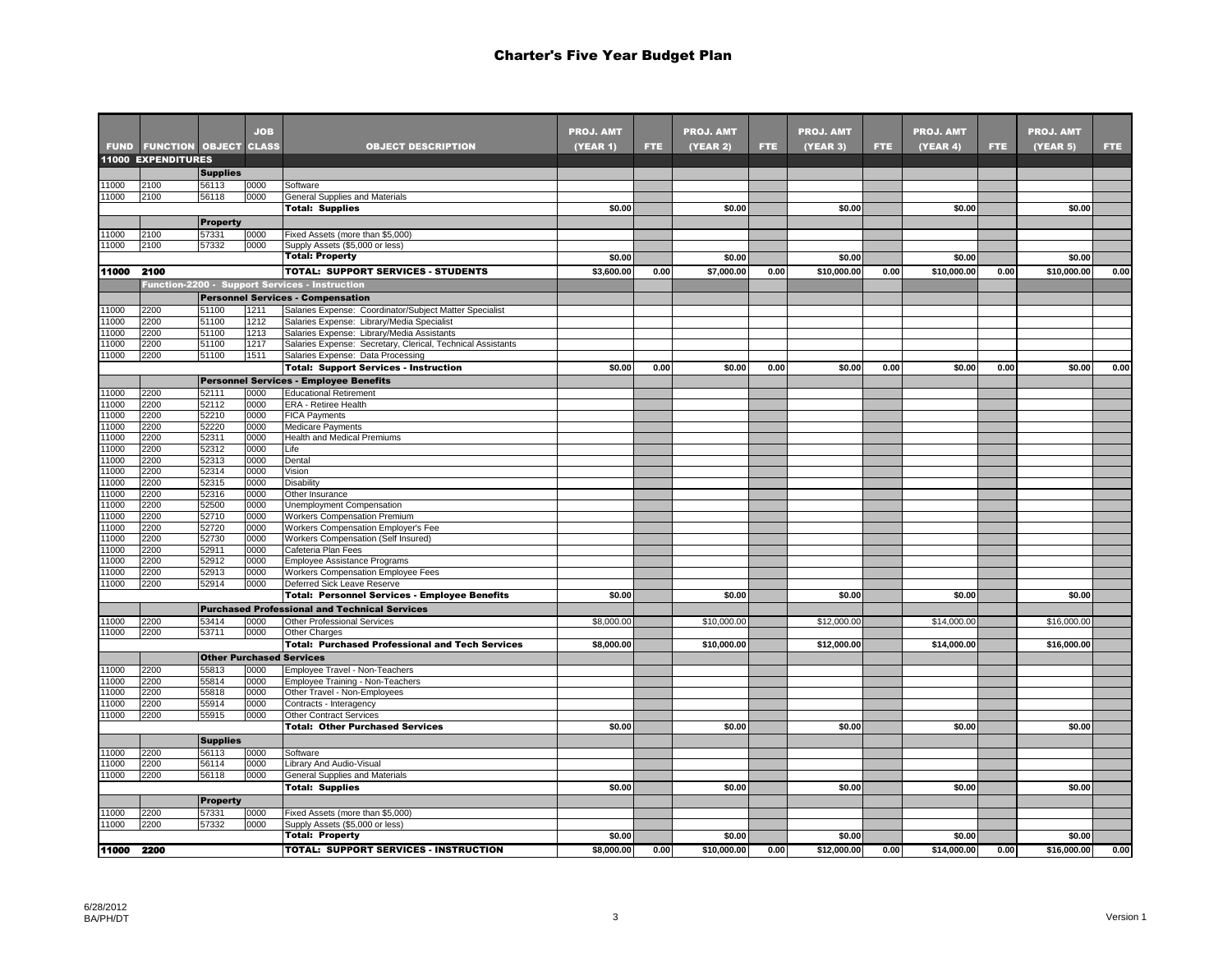## Charter's Five Year Budget Plan

| FUND | FUNCTION | OBJECT | JOB CLASS | OBJECT DESCRIPTION | PROJ. AMT (YEAR 1) | FTE | PROJ. AMT (YEAR 2) | FTE | PROJ. AMT (YEAR 3) | FTE | PROJ. AMT (YEAR 4) | FTE | PROJ. AMT (YEAR 5) | FTE |
|---|---|---|---|---|---|---|---|---|---|---|---|---|---|---|
| **11000 EXPENDITURES** | | | | | | | | | | | | | | |
| | | **Supplies** | | | | | | | | | | | | |
| 11000 | 2100 | 56113 | 0000 | Software | | | | | | | | | | |
| 11000 | 2100 | 56118 | 0000 | General Supplies and Materials | | | | | | | | | | |
| | | | | **Total: Supplies** | $0.00 | | $0.00 | | $0.00 | | $0.00 | | $0.00 | |
| | | **Property** | | | | | | | | | | | | |
| 11000 | 2100 | 57331 | 0000 | Fixed Assets (more than $5,000) | | | | | | | | | | |
| 11000 | 2100 | 57332 | 0000 | Supply Assets ($5,000 or less) | | | | | | | | | | |
| | | | | **Total: Property** | $0.00 | | $0.00 | | $0.00 | | $0.00 | | $0.00 | |
| **11000** | **2100** | | | **TOTAL: SUPPORT SERVICES - STUDENTS** | $3,600.00 | 0.00 | $7,000.00 | 0.00 | $10,000.00 | 0.00 | $10,000.00 | 0.00 | $10,000.00 | 0.00 |
| | **Function-2200 - Support Services - Instruction** | | | | | | | | | | | | | |
| | | **Personnel Services - Compensation** | | | | | | | | | | | | |
| 11000 | 2200 | 51100 | 1211 | Salaries Expense: Coordinator/Subject Matter Specialist | | | | | | | | | | |
| 11000 | 2200 | 51100 | 1212 | Salaries Expense: Library/Media Specialist | | | | | | | | | | |
| 11000 | 2200 | 51100 | 1213 | Salaries Expense: Library/Media Assistants | | | | | | | | | | |
| 11000 | 2200 | 51100 | 1217 | Salaries Expense: Secretary, Clerical, Technical Assistants | | | | | | | | | | |
| 11000 | 2200 | 51100 | 1511 | Salaries Expense: Data Processing | | | | | | | | | | |
| | | | | **Total: Support Services - Instruction** | $0.00 | 0.00 | $0.00 | 0.00 | $0.00 | 0.00 | $0.00 | 0.00 | $0.00 | 0.00 |
| | | **Personnel Services - Employee Benefits** | | | | | | | | | | | | |
| 11000 | 2200 | 52111 | 0000 | Educational Retirement | | | | | | | | | | |
| 11000 | 2200 | 52112 | 0000 | ERA - Retiree Health | | | | | | | | | | |
| 11000 | 2200 | 52210 | 0000 | FICA Payments | | | | | | | | | | |
| 11000 | 2200 | 52220 | 0000 | Medicare Payments | | | | | | | | | | |
| 11000 | 2200 | 52311 | 0000 | Health and Medical Premiums | | | | | | | | | | |
| 11000 | 2200 | 52312 | 0000 | Life | | | | | | | | | | |
| 11000 | 2200 | 52313 | 0000 | Dental | | | | | | | | | | |
| 11000 | 2200 | 52314 | 0000 | Vision | | | | | | | | | | |
| 11000 | 2200 | 52315 | 0000 | Disability | | | | | | | | | | |
| 11000 | 2200 | 52316 | 0000 | Other Insurance | | | | | | | | | | |
| 11000 | 2200 | 52500 | 0000 | Unemployment Compensation | | | | | | | | | | |
| 11000 | 2200 | 52710 | 0000 | Workers Compensation Premium | | | | | | | | | | |
| 11000 | 2200 | 52720 | 0000 | Workers Compensation Employer's Fee | | | | | | | | | | |
| 11000 | 2200 | 52730 | 0000 | Workers Compensation (Self Insured) | | | | | | | | | | |
| 11000 | 2200 | 52911 | 0000 | Cafeteria Plan Fees | | | | | | | | | | |
| 11000 | 2200 | 52912 | 0000 | Employee Assistance Programs | | | | | | | | | | |
| 11000 | 2200 | 52913 | 0000 | Workers Compensation Employee Fees | | | | | | | | | | |
| 11000 | 2200 | 52914 | 0000 | Deferred Sick Leave Reserve | | | | | | | | | | |
| | | | | **Total: Personnel Services - Employee Benefits** | $0.00 | | $0.00 | | $0.00 | | $0.00 | | $0.00 | |
| | | **Purchased Professional and Technical Services** | | | | | | | | | | | | |
| 11000 | 2200 | 53414 | 0000 | Other Professional Services | $8,000.00 | | $10,000.00 | | $12,000.00 | | $14,000.00 | | $16,000.00 | |
| 11000 | 2200 | 53711 | 0000 | Other Charges | | | | | | | | | | |
| | | | | **Total: Purchased Professional and Tech Services** | $8,000.00 | | $10,000.00 | | $12,000.00 | | $14,000.00 | | $16,000.00 | |
| | | **Other Purchased Services** | | | | | | | | | | | | |
| 11000 | 2200 | 55813 | 0000 | Employee Travel - Non-Teachers | | | | | | | | | | |
| 11000 | 2200 | 55814 | 0000 | Employee Training - Non-Teachers | | | | | | | | | | |
| 11000 | 2200 | 55818 | 0000 | Other Travel - Non-Employees | | | | | | | | | | |
| 11000 | 2200 | 55914 | 0000 | Contracts - Interagency | | | | | | | | | | |
| 11000 | 2200 | 55915 | 0000 | Other Contract Services | | | | | | | | | | |
| | | | | **Total: Other Purchased Services** | $0.00 | | $0.00 | | $0.00 | | $0.00 | | $0.00 | |
| | | **Supplies** | | | | | | | | | | | | |
| 11000 | 2200 | 56113 | 0000 | Software | | | | | | | | | | |
| 11000 | 2200 | 56114 | 0000 | Library And Audio-Visual | | | | | | | | | | |
| 11000 | 2200 | 56118 | 0000 | General Supplies and Materials | | | | | | | | | | |
| | | | | **Total: Supplies** | $0.00 | | $0.00 | | $0.00 | | $0.00 | | $0.00 | |
| | | **Property** | | | | | | | | | | | | |
| 11000 | 2200 | 57331 | 0000 | Fixed Assets (more than $5,000) | | | | | | | | | | |
| 11000 | 2200 | 57332 | 0000 | Supply Assets ($5,000 or less) | | | | | | | | | | |
| | | | | **Total: Property** | $0.00 | | $0.00 | | $0.00 | | $0.00 | | $0.00 | |
| **11000** | **2200** | | | **TOTAL: SUPPORT SERVICES - INSTRUCTION** | $8,000.00 | 0.00 | $10,000.00 | 0.00 | $12,000.00 | 0.00 | $14,000.00 | 0.00 | $16,000.00 | 0.00 |

6/28/2012
BA/PH/DT

Version 1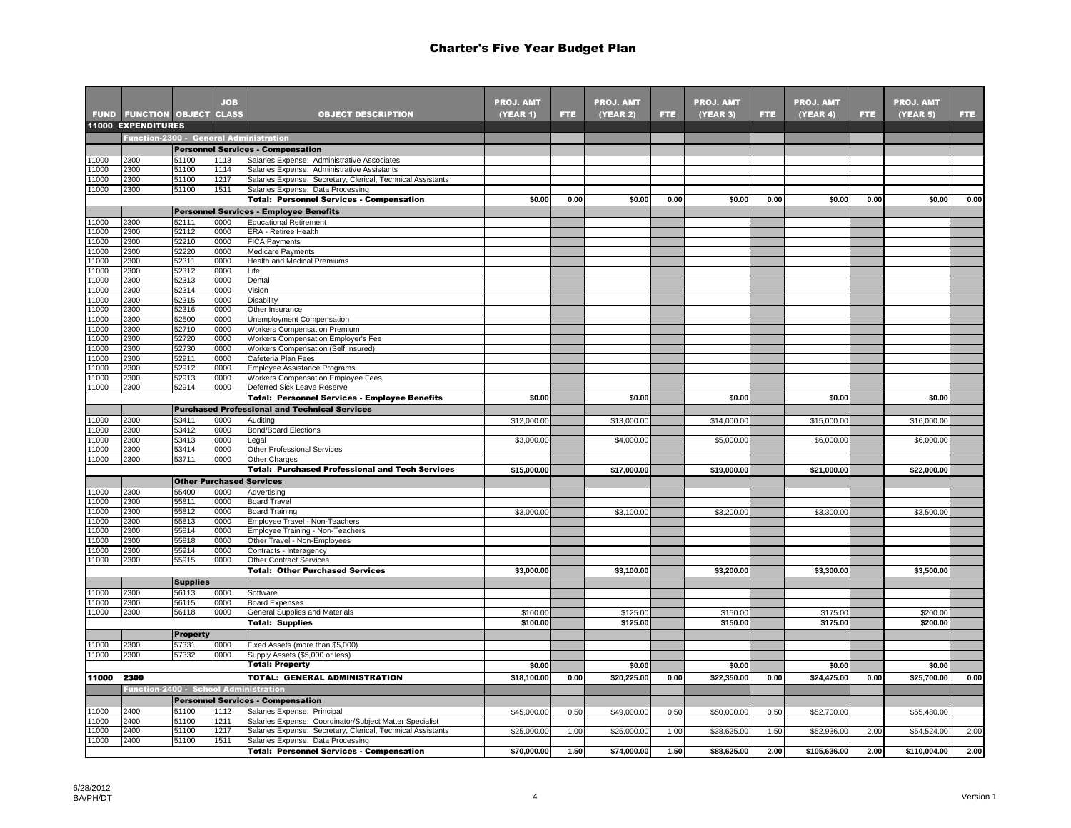# Charter's Five Year Budget Plan

| FUND | FUNCTION | OBJECT | JOB CLASS | OBJECT DESCRIPTION | PROJ. AMT (YEAR 1) | FTE | PROJ. AMT (YEAR 2) | FTE | PROJ. AMT (YEAR 3) | FTE | PROJ. AMT (YEAR 4) | FTE | PROJ. AMT (YEAR 5) | FTE |
|---|---|---|---|---|---|---|---|---|---|---|---|---|---|---|
| **11000** | **EXPENDITURES** | | | | | | | | | | | | | |
| | **Function-2300 - General Administration** | | | | | | | | | | | | | |
| | | **Personnel Services - Compensation** | | | | | | | | | | | | |
| 11000 | 2300 | 51100 | 1113 | Salaries Expense: Administrative Associates | | | | | | | | | | |
| 11000 | 2300 | 51100 | 1114 | Salaries Expense: Administrative Assistants | | | | | | | | | | |
| 11000 | 2300 | 51100 | 1217 | Salaries Expense: Secretary, Clerical, Technical Assistants | | | | | | | | | | |
| 11000 | 2300 | 51100 | 1511 | Salaries Expense: Data Processing | | | | | | | | | | |
| | | | | **Total: Personnel Services - Compensation** | $0.00 | 0.00 | $0.00 | 0.00 | $0.00 | 0.00 | $0.00 | 0.00 | $0.00 | 0.00 |
| | | **Personnel Services - Employee Benefits** | | | | | | | | | | | | |
| 11000 | 2300 | 52111 | 0000 | Educational Retirement | | | | | | | | | | |
| 11000 | 2300 | 52112 | 0000 | ERA - Retiree Health | | | | | | | | | | |
| 11000 | 2300 | 52210 | 0000 | FICA Payments | | | | | | | | | | |
| 11000 | 2300 | 52220 | 0000 | Medicare Payments | | | | | | | | | | |
| 11000 | 2300 | 52311 | 0000 | Health and Medical Premiums | | | | | | | | | | |
| 11000 | 2300 | 52312 | 0000 | Life | | | | | | | | | | |
| 11000 | 2300 | 52313 | 0000 | Dental | | | | | | | | | | |
| 11000 | 2300 | 52314 | 0000 | Vision | | | | | | | | | | |
| 11000 | 2300 | 52315 | 0000 | Disability | | | | | | | | | | |
| 11000 | 2300 | 52316 | 0000 | Other Insurance | | | | | | | | | | |
| 11000 | 2300 | 52500 | 0000 | Unemployment Compensation | | | | | | | | | | |
| 11000 | 2300 | 52710 | 0000 | Workers Compensation Premium | | | | | | | | | | |
| 11000 | 2300 | 52720 | 0000 | Workers Compensation Employer's Fee | | | | | | | | | | |
| 11000 | 2300 | 52730 | 0000 | Workers Compensation (Self Insured) | | | | | | | | | | |
| 11000 | 2300 | 52911 | 0000 | Cafeteria Plan Fees | | | | | | | | | | |
| 11000 | 2300 | 52912 | 0000 | Employee Assistance Programs | | | | | | | | | | |
| 11000 | 2300 | 52913 | 0000 | Workers Compensation Employee Fees | | | | | | | | | | |
| 11000 | 2300 | 52914 | 0000 | Deferred Sick Leave Reserve | | | | | | | | | | |
| | | | | **Total: Personnel Services - Employee Benefits** | $0.00 | | $0.00 | | $0.00 | | $0.00 | | $0.00 | |
| | | **Purchased Professional and Technical Services** | | | | | | | | | | | | |
| 11000 | 2300 | 53411 | 0000 | Auditing | $12,000.00 | | $13,000.00 | | $14,000.00 | | $15,000.00 | | $16,000.00 | |
| 11000 | 2300 | 53412 | 0000 | Bond/Board Elections | | | | | | | | | | |
| 11000 | 2300 | 53413 | 0000 | Legal | $3,000.00 | | $4,000.00 | | $5,000.00 | | $6,000.00 | | $6,000.00 | |
| 11000 | 2300 | 53414 | 0000 | Other Professional Services | | | | | | | | | | |
| 11000 | 2300 | 53711 | 0000 | Other Charges | | | | | | | | | | |
| | | | | **Total: Purchased Professional and Tech Services** | $15,000.00 | | $17,000.00 | | $19,000.00 | | $21,000.00 | | $22,000.00 | |
| | | **Other Purchased Services** | | | | | | | | | | | | |
| 11000 | 2300 | 55400 | 0000 | Advertising | | | | | | | | | | |
| 11000 | 2300 | 55811 | 0000 | Board Travel | | | | | | | | | | |
| 11000 | 2300 | 55812 | 0000 | Board Training | $3,000.00 | | $3,100.00 | | $3,200.00 | | $3,300.00 | | $3,500.00 | |
| 11000 | 2300 | 55813 | 0000 | Employee Travel - Non-Teachers | | | | | | | | | | |
| 11000 | 2300 | 55814 | 0000 | Employee Training - Non-Teachers | | | | | | | | | | |
| 11000 | 2300 | 55818 | 0000 | Other Travel - Non-Employees | | | | | | | | | | |
| 11000 | 2300 | 55914 | 0000 | Contracts - Interagency | | | | | | | | | | |
| 11000 | 2300 | 55915 | 0000 | Other Contract Services | | | | | | | | | | |
| | | | | **Total: Other Purchased Services** | $3,000.00 | | $3,100.00 | | $3,200.00 | | $3,300.00 | | $3,500.00 | |
| | | **Supplies** | | | | | | | | | | | | |
| 11000 | 2300 | 56113 | 0000 | Software | | | | | | | | | | |
| 11000 | 2300 | 56115 | 0000 | Board Expenses | | | | | | | | | | |
| 11000 | 2300 | 56118 | 0000 | General Supplies and Materials | $100.00 | | $125.00 | | $150.00 | | $175.00 | | $200.00 | |
| | | | | **Total: Supplies** | $100.00 | | $125.00 | | $150.00 | | $175.00 | | $200.00 | |
| | | **Property** | | | | | | | | | | | | |
| 11000 | 2300 | 57331 | 0000 | Fixed Assets (more than $5,000) | | | | | | | | | | |
| 11000 | 2300 | 57332 | 0000 | Supply Assets ($5,000 or less) | | | | | | | | | | |
| | | | | **Total: Property** | $0.00 | | $0.00 | | $0.00 | | $0.00 | | $0.00 | |
| **11000** | **2300** | | | **TOTAL: GENERAL ADMINISTRATION** | $18,100.00 | 0.00 | $20,225.00 | 0.00 | $22,350.00 | 0.00 | $24,475.00 | 0.00 | $25,700.00 | 0.00 |
| | **Function-2400 - School Administration** | | | | | | | | | | | | | |
| | | **Personnel Services - Compensation** | | | | | | | | | | | | |
| 11000 | 2400 | 51100 | 1112 | Salaries Expense: Principal | $45,000.00 | 0.50 | $49,000.00 | 0.50 | $50,000.00 | 0.50 | $52,700.00 | | $55,480.00 | |
| 11000 | 2400 | 51100 | 1211 | Salaries Expense: Coordinator/Subject Matter Specialist | | | | | | | | | | |
| 11000 | 2400 | 51100 | 1217 | Salaries Expense: Secretary, Clerical, Technical Assistants | $25,000.00 | 1.00 | $25,000.00 | 1.00 | $38,625.00 | 1.50 | $52,936.00 | 2.00 | $54,524.00 | 2.00 |
| 11000 | 2400 | 51100 | 1511 | Salaries Expense: Data Processing | | | | | | | | | | |
| | | | | **Total: Personnel Services - Compensation** | $70,000.00 | 1.50 | $74,000.00 | 1.50 | $88,625.00 | 2.00 | $105,636.00 | 2.00 | $110,004.00 | 2.00 |

6/28/2012
BA/PH/DT

Version 1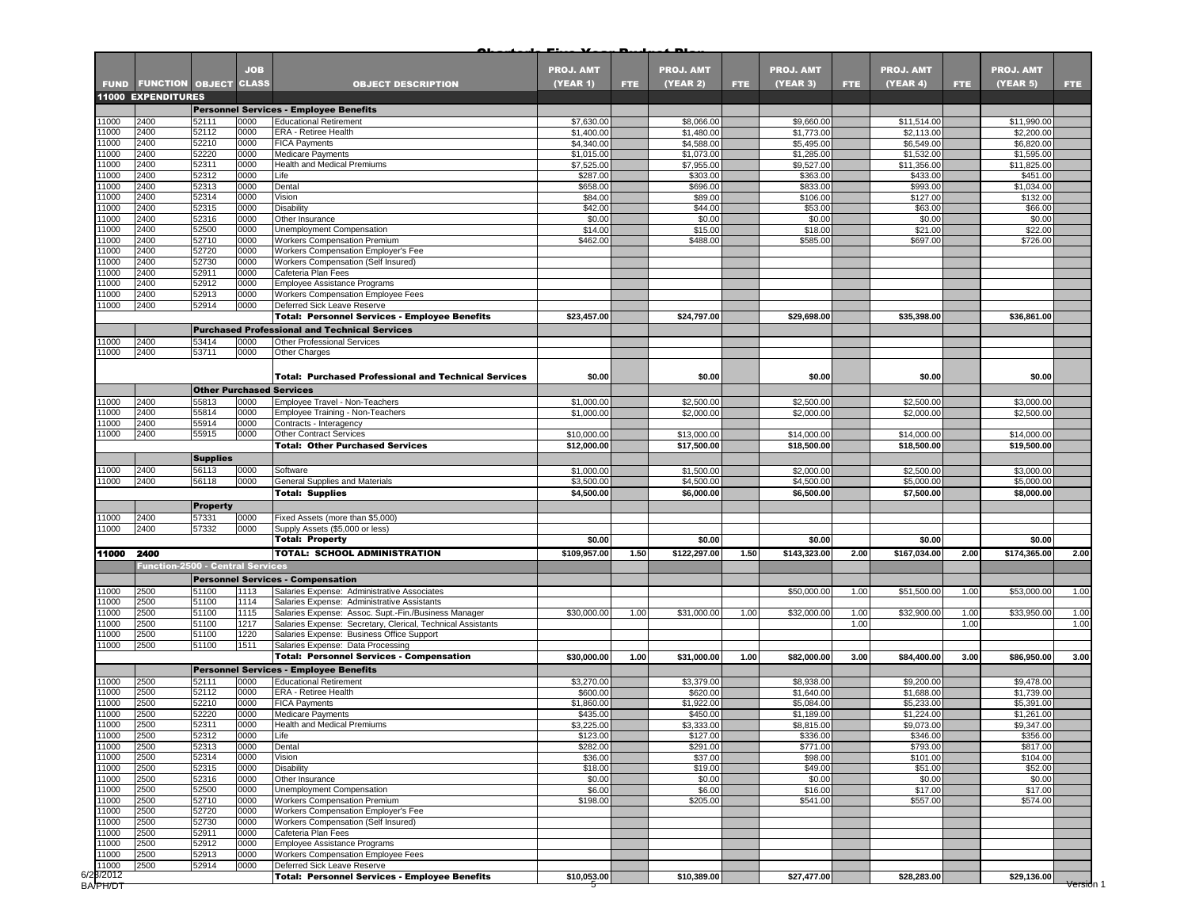| FUND | FUNCTION | OBJECT | JOB CLASS | OBJECT DESCRIPTION | PROJ. AMT (YEAR 1) | FTE | PROJ. AMT (YEAR 2) | FTE | PROJ. AMT (YEAR 3) | FTE | PROJ. AMT (YEAR 4) | FTE | PROJ. AMT (YEAR 5) | FTE |
|---|---|---|---|---|---|---|---|---|---|---|---|---|---|---|
| **11000 EXPENDITURES** | | | | | | | | | | | | | | |
| | | | | **Personnel Services - Employee Benefits** | | | | | | | | | | |
| 11000 | 2400 | 52111 | 0000 | Educational Retirement | $7,630.00 | | $8,066.00 | | $9,660.00 | | $11,514.00 | | $11,990.00 | |
| 11000 | 2400 | 52112 | 0000 | ERA - Retiree Health | $1,400.00 | | $1,480.00 | | $1,773.00 | | $2,113.00 | | $2,200.00 | |
| 11000 | 2400 | 52210 | 0000 | FICA Payments | $4,340.00 | | $4,588.00 | | $5,495.00 | | $6,549.00 | | $6,820.00 | |
| 11000 | 2400 | 52220 | 0000 | Medicare Payments | $1,015.00 | | $1,073.00 | | $1,285.00 | | $1,532.00 | | $1,595.00 | |
| 11000 | 2400 | 52311 | 0000 | Health and Medical Premiums | $7,525.00 | | $7,955.00 | | $9,527.00 | | $11,356.00 | | $11,825.00 | |
| 11000 | 2400 | 52312 | 0000 | Life | $287.00 | | $303.00 | | $363.00 | | $433.00 | | $451.00 | |
| 11000 | 2400 | 52313 | 0000 | Dental | $658.00 | | $696.00 | | $833.00 | | $993.00 | | $1,034.00 | |
| 11000 | 2400 | 52314 | 0000 | Vision | $84.00 | | $89.00 | | $106.00 | | $127.00 | | $132.00 | |
| 11000 | 2400 | 52315 | 0000 | Disability | $42.00 | | $44.00 | | $53.00 | | $63.00 | | $66.00 | |
| 11000 | 2400 | 52316 | 0000 | Other Insurance | $0.00 | | $0.00 | | $0.00 | | $0.00 | | $0.00 | |
| 11000 | 2400 | 52500 | 0000 | Unemployment Compensation | $14.00 | | $15.00 | | $18.00 | | $21.00 | | $22.00 | |
| 11000 | 2400 | 52710 | 0000 | Workers Compensation Premium | $462.00 | | $488.00 | | $585.00 | | $697.00 | | $726.00 | |
| 11000 | 2400 | 52720 | 0000 | Workers Compensation Employer's Fee | | | | | | | | | | |
| 11000 | 2400 | 52730 | 0000 | Workers Compensation (Self Insured) | | | | | | | | | | |
| 11000 | 2400 | 52911 | 0000 | Cafeteria Plan Fees | | | | | | | | | | |
| 11000 | 2400 | 52912 | 0000 | Employee Assistance Programs | | | | | | | | | | |
| 11000 | 2400 | 52913 | 0000 | Workers Compensation Employee Fees | | | | | | | | | | |
| 11000 | 2400 | 52914 | 0000 | Deferred Sick Leave Reserve | | | | | | | | | | |
| | | | | **Total: Personnel Services - Employee Benefits** | **$23,457.00** | | **$24,797.00** | | **$29,698.00** | | **$35,398.00** | | **$36,861.00** | |
| | | | | **Purchased Professional and Technical Services** | | | | | | | | | | |
| 11000 | 2400 | 53414 | 0000 | Other Professional Services | | | | | | | | | | |
| 11000 | 2400 | 53711 | 0000 | Other Charges | | | | | | | | | | |
| | | | | **Total: Purchased Professional and Technical Services** | **$0.00** | | **$0.00** | | **$0.00** | | **$0.00** | | **$0.00** | |
| | | **Other Purchased Services** | | | | | | | | | | | | |
| 11000 | 2400 | 55813 | 0000 | Employee Travel - Non-Teachers | $1,000.00 | | $2,500.00 | | $2,500.00 | | $2,500.00 | | $3,000.00 | |
| 11000 | 2400 | 55814 | 0000 | Employee Training - Non-Teachers | $1,000.00 | | $2,000.00 | | $2,000.00 | | $2,000.00 | | $2,500.00 | |
| 11000 | 2400 | 55914 | 0000 | Contracts - Interagency | | | | | | | | | | |
| 11000 | 2400 | 55915 | 0000 | Other Contract Services | $10,000.00 | | $13,000.00 | | $14,000.00 | | $14,000.00 | | $14,000.00 | |
| | | | | **Total: Other Purchased Services** | **$12,000.00** | | **$17,500.00** | | **$18,500.00** | | **$18,500.00** | | **$19,500.00** | |
| | | **Supplies** | | | | | | | | | | | | |
| 11000 | 2400 | 56113 | 0000 | Software | $1,000.00 | | $1,500.00 | | $2,000.00 | | $2,500.00 | | $3,000.00 | |
| 11000 | 2400 | 56118 | 0000 | General Supplies and Materials | $3,500.00 | | $4,500.00 | | $4,500.00 | | $5,000.00 | | $5,000.00 | |
| | | | | **Total: Supplies** | **$4,500.00** | | **$6,000.00** | | **$6,500.00** | | **$7,500.00** | | **$8,000.00** | |
| | | **Property** | | | | | | | | | | | | |
| 11000 | 2400 | 57331 | 0000 | Fixed Assets (more than $5,000) | | | | | | | | | | |
| 11000 | 2400 | 57332 | 0000 | Supply Assets ($5,000 or less) | | | | | | | | | | |
| | | | | **Total: Property** | **$0.00** | | **$0.00** | | **$0.00** | | **$0.00** | | **$0.00** | |
| **11000** | **2400** | | | **TOTAL: SCHOOL ADMINISTRATION** | **$109,957.00** | **1.50** | **$122,297.00** | **1.50** | **$143,323.00** | **2.00** | **$167,034.00** | **2.00** | **$174,365.00** | **2.00** |
| | **Function-2500 - Central Services** | | | | | | | | | | | | | |
| | | | | **Personnel Services - Compensation** | | | | | | | | | | |
| 11000 | 2500 | 51100 | 1113 | Salaries Expense: Administrative Associates | | | | | $50,000.00 | 1.00 | $51,500.00 | 1.00 | $53,000.00 | 1.00 |
| 11000 | 2500 | 51100 | 1114 | Salaries Expense: Administrative Assistants | | | | | | | | | | |
| 11000 | 2500 | 51100 | 1115 | Salaries Expense: Assoc. Supt.-Fin./Business Manager | $30,000.00 | 1.00 | $31,000.00 | 1.00 | $32,000.00 | 1.00 | $32,900.00 | 1.00 | $33,950.00 | 1.00 |
| 11000 | 2500 | 51100 | 1217 | Salaries Expense: Secretary, Clerical, Technical Assistants | | | | | | 1.00 | | 1.00 | | 1.00 |
| 11000 | 2500 | 51100 | 1220 | Salaries Expense: Business Office Support | | | | | | | | | | |
| 11000 | 2500 | 51100 | 1511 | Salaries Expense: Data Processing | | | | | | | | | | |
| | | | | **Total: Personnel Services - Compensation** | **$30,000.00** | **1.00** | **$31,000.00** | **1.00** | **$82,000.00** | **3.00** | **$84,400.00** | **3.00** | **$86,950.00** | **3.00** |
| | | | | **Personnel Services - Employee Benefits** | | | | | | | | | | |
| 11000 | 2500 | 52111 | 0000 | Educational Retirement | $3,270.00 | | $3,379.00 | | $8,938.00 | | $9,200.00 | | $9,478.00 | |
| 11000 | 2500 | 52112 | 0000 | ERA - Retiree Health | $600.00 | | $620.00 | | $1,640.00 | | $1,688.00 | | $1,739.00 | |
| 11000 | 2500 | 52210 | 0000 | FICA Payments | $1,860.00 | | $1,922.00 | | $5,084.00 | | $5,233.00 | | $5,391.00 | |
| 11000 | 2500 | 52220 | 0000 | Medicare Payments | $435.00 | | $450.00 | | $1,189.00 | | $1,224.00 | | $1,261.00 | |
| 11000 | 2500 | 52311 | 0000 | Health and Medical Premiums | $3,225.00 | | $3,333.00 | | $8,815.00 | | $9,073.00 | | $9,347.00 | |
| 11000 | 2500 | 52312 | 0000 | Life | $123.00 | | $127.00 | | $336.00 | | $346.00 | | $356.00 | |
| 11000 | 2500 | 52313 | 0000 | Dental | $282.00 | | $291.00 | | $771.00 | | $793.00 | | $817.00 | |
| 11000 | 2500 | 52314 | 0000 | Vision | $36.00 | | $37.00 | | $98.00 | | $101.00 | | $104.00 | |
| 11000 | 2500 | 52315 | 0000 | Disability | $18.00 | | $19.00 | | $49.00 | | $51.00 | | $52.00 | |
| 11000 | 2500 | 52316 | 0000 | Other Insurance | $0.00 | | $0.00 | | $0.00 | | $0.00 | | $0.00 | |
| 11000 | 2500 | 52500 | 0000 | Unemployment Compensation | $6.00 | | $6.00 | | $16.00 | | $17.00 | | $17.00 | |
| 11000 | 2500 | 52710 | 0000 | Workers Compensation Premium | $198.00 | | $205.00 | | $541.00 | | $557.00 | | $574.00 | |
| 11000 | 2500 | 52720 | 0000 | Workers Compensation Employer's Fee | | | | | | | | | | |
| 11000 | 2500 | 52730 | 0000 | Workers Compensation (Self Insured) | | | | | | | | | | |
| 11000 | 2500 | 52911 | 0000 | Cafeteria Plan Fees | | | | | | | | | | |
| 11000 | 2500 | 52912 | 0000 | Employee Assistance Programs | | | | | | | | | | |
| 11000 | 2500 | 52913 | 0000 | Workers Compensation Employee Fees | | | | | | | | | | |
| 11000 | 2500 | 52914 | 0000 | Deferred Sick Leave Reserve | | | | | | | | | | |
| | | | | **Total: Personnel Services - Employee Benefits** | **$10,053.00** | | **$10,389.00** | | **$27,477.00** | | **$28,283.00** | | **$29,136.00** | |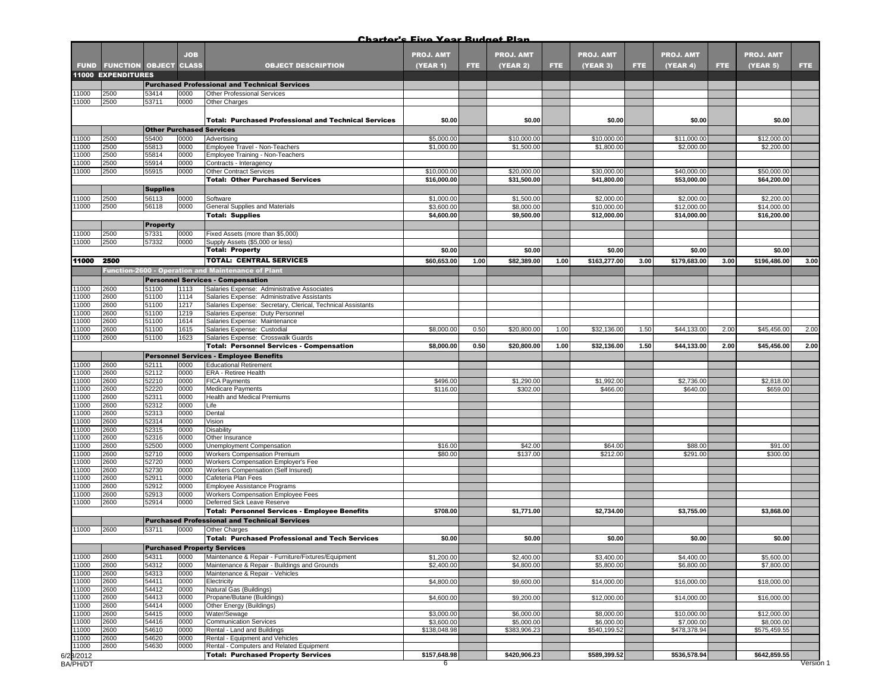# Charter's Five Year Budget Plan

| FUND | FUNCTION | OBJECT | JOB CLASS | OBJECT DESCRIPTION | PROJ. AMT (YEAR 1) | FTE | PROJ. AMT (YEAR 2) | FTE | PROJ. AMT (YEAR 3) | FTE | PROJ. AMT (YEAR 4) | FTE | PROJ. AMT (YEAR 5) | FTE |
|---|---|---|---|---|---|---|---|---|---|---|---|---|---|---|
| **11000 EXPENDITURES** | | | | | | | | | | | | | | |
| | | | | **Purchased Professional and Technical Services** | | | | | | | | | | |
| 11000 | 2500 | 53414 | 0000 | Other Professional Services | | | | | | | | | | |
| 11000 | 2500 | 53711 | 0000 | Other Charges | | | | | | | | | | |
| | | | | **Total: Purchased Professional and Technical Services** | **$0.00** | | **$0.00** | | **$0.00** | | **$0.00** | | **$0.00** | |
| | | **Other Purchased Services** | | | | | | | | | | | | |
| 11000 | 2500 | 55400 | 0000 | Advertising | $5,000.00 | | $10,000.00 | | $10,000.00 | | $11,000.00 | | $12,000.00 | |
| 11000 | 2500 | 55813 | 0000 | Employee Travel - Non-Teachers | $1,000.00 | | $1,500.00 | | $1,800.00 | | $2,000.00 | | $2,200.00 | |
| 11000 | 2500 | 55814 | 0000 | Employee Training - Non-Teachers | | | | | | | | | | |
| 11000 | 2500 | 55914 | 0000 | Contracts - Interagency | | | | | | | | | | |
| 11000 | 2500 | 55915 | 0000 | Other Contract Services | $10,000.00 | | $20,000.00 | | $30,000.00 | | $40,000.00 | | $50,000.00 | |
| | | | | **Total: Other Purchased Services** | **$16,000.00** | | **$31,500.00** | | **$41,800.00** | | **$53,000.00** | | **$64,200.00** | |
| | | **Supplies** | | | | | | | | | | | | |
| 11000 | 2500 | 56113 | 0000 | Software | $1,000.00 | | $1,500.00 | | $2,000.00 | | $2,000.00 | | $2,200.00 | |
| 11000 | 2500 | 56118 | 0000 | General Supplies and Materials | $3,600.00 | | $8,000.00 | | $10,000.00 | | $12,000.00 | | $14,000.00 | |
| | | | | **Total: Supplies** | **$4,600.00** | | **$9,500.00** | | **$12,000.00** | | **$14,000.00** | | **$16,200.00** | |
| | | **Property** | | | | | | | | | | | | |
| 11000 | 2500 | 57331 | 0000 | Fixed Assets (more than $5,000) | | | | | | | | | | |
| 11000 | 2500 | 57332 | 0000 | Supply Assets ($5,000 or less) | | | | | | | | | | |
| | | | | **Total: Property** | **$0.00** | | **$0.00** | | **$0.00** | | **$0.00** | | **$0.00** | |
| **11000** | **2500** | | | **TOTAL: CENTRAL SERVICES** | **$60,653.00** | **1.00** | **$82,389.00** | **1.00** | **$163,277.00** | **3.00** | **$179,683.00** | **3.00** | **$196,486.00** | **3.00** |
| | **Function-2600 - Operation and Maintenance of Plant** | | | | | | | | | | | | | |
| | | | | **Personnel Services - Compensation** | | | | | | | | | | |
| 11000 | 2600 | 51100 | 1113 | Salaries Expense: Administrative Associates | | | | | | | | | | |
| 11000 | 2600 | 51100 | 1114 | Salaries Expense: Administrative Assistants | | | | | | | | | | |
| 11000 | 2600 | 51100 | 1217 | Salaries Expense: Secretary, Clerical, Technical Assistants | | | | | | | | | | |
| 11000 | 2600 | 51100 | 1219 | Salaries Expense: Duty Personnel | | | | | | | | | | |
| 11000 | 2600 | 51100 | 1614 | Salaries Expense: Maintenance | | | | | | | | | | |
| 11000 | 2600 | 51100 | 1615 | Salaries Expense: Custodial | $8,000.00 | 0.50 | $20,800.00 | 1.00 | $32,136.00 | 1.50 | $44,133.00 | 2.00 | $45,456.00 | 2.00 |
| 11000 | 2600 | 51100 | 1623 | Salaries Expense: Crosswalk Guards | | | | | | | | | | |
| | | | | **Total: Personnel Services - Compensation** | **$8,000.00** | **0.50** | **$20,800.00** | **1.00** | **$32,136.00** | **1.50** | **$44,133.00** | **2.00** | **$45,456.00** | **2.00** |
| | | | | **Personnel Services - Employee Benefits** | | | | | | | | | | |
| 11000 | 2600 | 52111 | 0000 | Educational Retirement | | | | | | | | | | |
| 11000 | 2600 | 52112 | 0000 | ERA - Retiree Health | | | | | | | | | | |
| 11000 | 2600 | 52210 | 0000 | FICA Payments | $496.00 | | $1,290.00 | | $1,992.00 | | $2,736.00 | | $2,818.00 | |
| 11000 | 2600 | 52220 | 0000 | Medicare Payments | $116.00 | | $302.00 | | $466.00 | | $640.00 | | $659.00 | |
| 11000 | 2600 | 52311 | 0000 | Health and Medical Premiums | | | | | | | | | | |
| 11000 | 2600 | 52312 | 0000 | Life | | | | | | | | | | |
| 11000 | 2600 | 52313 | 0000 | Dental | | | | | | | | | | |
| 11000 | 2600 | 52314 | 0000 | Vision | | | | | | | | | | |
| 11000 | 2600 | 52315 | 0000 | Disability | | | | | | | | | | |
| 11000 | 2600 | 52316 | 0000 | Other Insurance | | | | | | | | | | |
| 11000 | 2600 | 52500 | 0000 | Unemployment Compensation | $16.00 | | $42.00 | | $64.00 | | $88.00 | | $91.00 | |
| 11000 | 2600 | 52710 | 0000 | Workers Compensation Premium | $80.00 | | $137.00 | | $212.00 | | $291.00 | | $300.00 | |
| 11000 | 2600 | 52720 | 0000 | Workers Compensation Employer's Fee | | | | | | | | | | |
| 11000 | 2600 | 52730 | 0000 | Workers Compensation (Self Insured) | | | | | | | | | | |
| 11000 | 2600 | 52911 | 0000 | Cafeteria Plan Fees | | | | | | | | | | |
| 11000 | 2600 | 52912 | 0000 | Employee Assistance Programs | | | | | | | | | | |
| 11000 | 2600 | 52913 | 0000 | Workers Compensation Employee Fees | | | | | | | | | | |
| 11000 | 2600 | 52914 | 0000 | Deferred Sick Leave Reserve | | | | | | | | | | |
| | | | | **Total: Personnel Services - Employee Benefits** | **$708.00** | | **$1,771.00** | | **$2,734.00** | | **$3,755.00** | | **$3,868.00** | |
| | | | | **Purchased Professional and Technical Services** | | | | | | | | | | |
| 11000 | 2600 | 53711 | 0000 | Other Charges | | | | | | | | | | |
| | | | | **Total: Purchased Professional and Tech Services** | **$0.00** | | **$0.00** | | **$0.00** | | **$0.00** | | **$0.00** | |
| | | | | **Purchased Property Services** | | | | | | | | | | |
| 11000 | 2600 | 54311 | 0000 | Maintenance & Repair - Furniture/Fixtures/Equipment | $1,200.00 | | $2,400.00 | | $3,400.00 | | $4,400.00 | | $5,600.00 | |
| 11000 | 2600 | 54312 | 0000 | Maintenance & Repair - Buildings and Grounds | $2,400.00 | | $4,800.00 | | $5,800.00 | | $6,800.00 | | $7,800.00 | |
| 11000 | 2600 | 54313 | 0000 | Maintenance & Repair - Vehicles | | | | | | | | | | |
| 11000 | 2600 | 54411 | 0000 | Electricity | $4,800.00 | | $9,600.00 | | $14,000.00 | | $16,000.00 | | $18,000.00 | |
| 11000 | 2600 | 54412 | 0000 | Natural Gas (Buildings) | | | | | | | | | | |
| 11000 | 2600 | 54413 | 0000 | Propane/Butane (Buildings) | $4,600.00 | | $9,200.00 | | $12,000.00 | | $14,000.00 | | $16,000.00 | |
| 11000 | 2600 | 54414 | 0000 | Other Energy (Buildings) | | | | | | | | | | |
| 11000 | 2600 | 54415 | 0000 | Water/Sewage | $3,000.00 | | $6,000.00 | | $8,000.00 | | $10,000.00 | | $12,000.00 | |
| 11000 | 2600 | 54416 | 0000 | Communication Services | $3,600.00 | | $5,000.00 | | $6,000.00 | | $7,000.00 | | $8,000.00 | |
| 11000 | 2600 | 54610 | 0000 | Rental - Land and Buildings | $138,048.98 | | $383,906.23 | | $540,199.52 | | $478,378.94 | | $575,459.55 | |
| 11000 | 2600 | 54620 | 0000 | Rental - Equipment and Vehicles | | | | | | | | | | |
| 11000 | 2600 | 54630 | 0000 | Rental - Computers and Related Equipment | | | | | | | | | | |
| | | | | **Total: Purchased Property Services** | **$157,648.98** | | **$420,906.23** | | **$589,399.52** | | **$536,578.94** | | **$642,859.55** | |

6/28/2012
BA/PH/DT
Version 1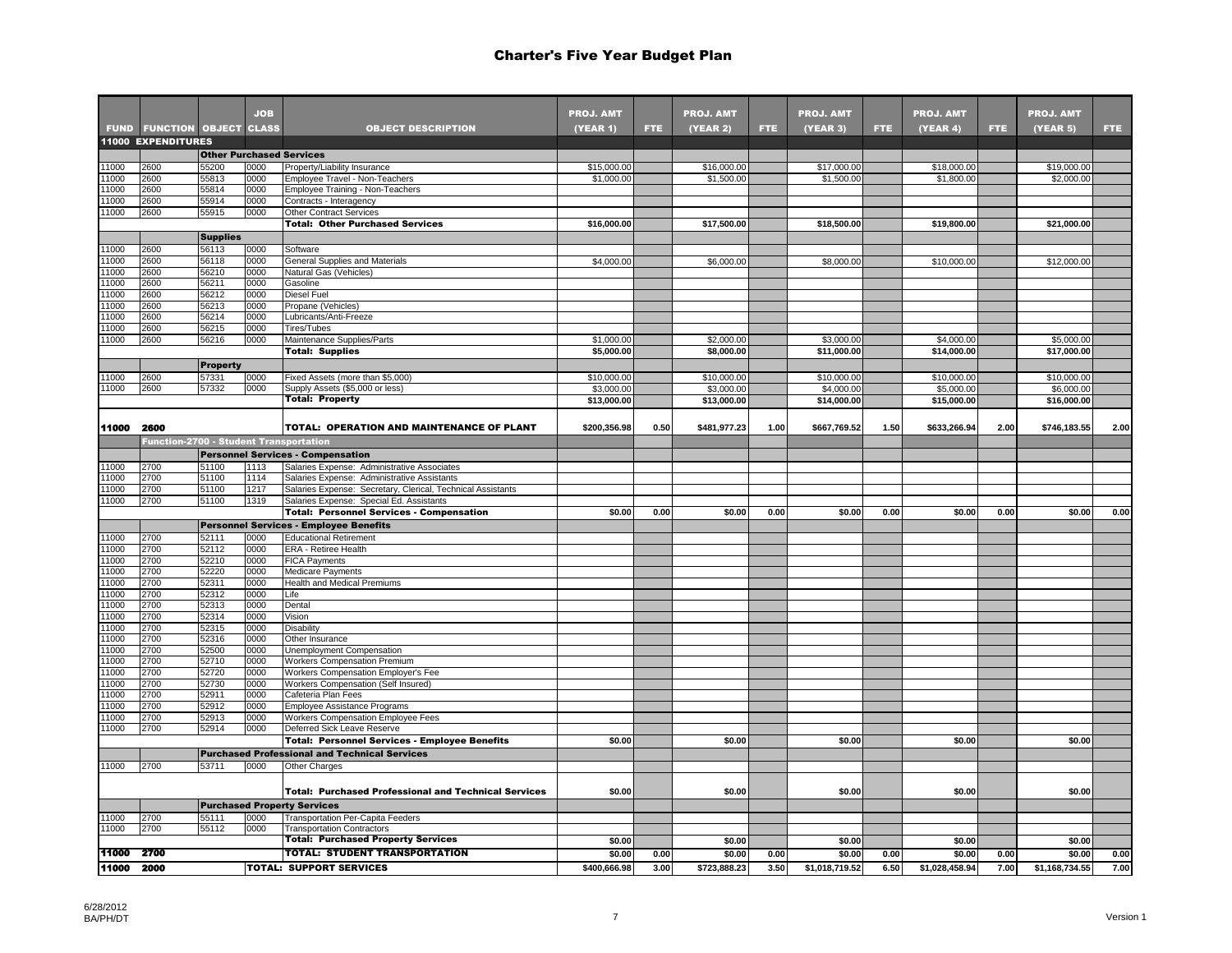# Charter's Five Year Budget Plan

| FUND | FUNCTION | OBJECT | JOB CLASS | OBJECT DESCRIPTION | PROJ. AMT (YEAR 1) | FTE | PROJ. AMT (YEAR 2) | FTE | PROJ. AMT (YEAR 3) | FTE | PROJ. AMT (YEAR 4) | FTE | PROJ. AMT (YEAR 5) | FTE |
|---|---|---|---|---|---|---|---|---|---|---|---|---|---|---|
| **11000 EXPENDITURES** | | | | | | | | | | | | | | |
| | | **Other Purchased Services** | | | | | | | | | | | | |
| 11000 | 2600 | 55200 | 0000 | Property/Liability Insurance | $15,000.00 | | $16,000.00 | | $17,000.00 | | $18,000.00 | | $19,000.00 | |
| 11000 | 2600 | 55813 | 0000 | Employee Travel - Non-Teachers | $1,000.00 | | $1,500.00 | | $1,500.00 | | $1,800.00 | | $2,000.00 | |
| 11000 | 2600 | 55814 | 0000 | Employee Training - Non-Teachers | | | | | | | | | | |
| 11000 | 2600 | 55914 | 0000 | Contracts - Interagency | | | | | | | | | | |
| 11000 | 2600 | 55915 | 0000 | Other Contract Services | | | | | | | | | | |
| | | | | **Total: Other Purchased Services** | **$16,000.00** | | **$17,500.00** | | **$18,500.00** | | **$19,800.00** | | **$21,000.00** | |
| | | **Supplies** | | | | | | | | | | | | |
| 11000 | 2600 | 56113 | 0000 | Software | | | | | | | | | | |
| 11000 | 2600 | 56118 | 0000 | General Supplies and Materials | $4,000.00 | | $6,000.00 | | $8,000.00 | | $10,000.00 | | $12,000.00 | |
| 11000 | 2600 | 56210 | 0000 | Natural Gas (Vehicles) | | | | | | | | | | |
| 11000 | 2600 | 56211 | 0000 | Gasoline | | | | | | | | | | |
| 11000 | 2600 | 56212 | 0000 | Diesel Fuel | | | | | | | | | | |
| 11000 | 2600 | 56213 | 0000 | Propane (Vehicles) | | | | | | | | | | |
| 11000 | 2600 | 56214 | 0000 | Lubricants/Anti-Freeze | | | | | | | | | | |
| 11000 | 2600 | 56215 | 0000 | Tires/Tubes | | | | | | | | | | |
| 11000 | 2600 | 56216 | 0000 | Maintenance Supplies/Parts | $1,000.00 | | $2,000.00 | | $3,000.00 | | $4,000.00 | | $5,000.00 | |
| | | | | **Total: Supplies** | **$5,000.00** | | **$8,000.00** | | **$11,000.00** | | **$14,000.00** | | **$17,000.00** | |
| | | **Property** | | | | | | | | | | | | |
| 11000 | 2600 | 57331 | 0000 | Fixed Assets (more than $5,000) | $10,000.00 | | $10,000.00 | | $10,000.00 | | $10,000.00 | | $10,000.00 | |
| 11000 | 2600 | 57332 | 0000 | Supply Assets ($5,000 or less) | $3,000.00 | | $3,000.00 | | $4,000.00 | | $5,000.00 | | $6,000.00 | |
| | | | | **Total: Property** | **$13,000.00** | | **$13,000.00** | | **$14,000.00** | | **$15,000.00** | | **$16,000.00** | |
| **11000** | **2600** | | | **TOTAL: OPERATION AND MAINTENANCE OF PLANT** | **$200,356.98** | **0.50** | **$481,977.23** | **1.00** | **$667,769.52** | **1.50** | **$633,266.94** | **2.00** | **$746,183.55** | **2.00** |
| | **Function-2700 - Student Transportation** | | | | | | | | | | | | | |
| | | **Personnel Services - Compensation** | | | | | | | | | | | | |
| 11000 | 2700 | 51100 | 1113 | Salaries Expense: Administrative Associates | | | | | | | | | | |
| 11000 | 2700 | 51100 | 1114 | Salaries Expense: Administrative Assistants | | | | | | | | | | |
| 11000 | 2700 | 51100 | 1217 | Salaries Expense: Secretary, Clerical, Technical Assistants | | | | | | | | | | |
| 11000 | 2700 | 51100 | 1319 | Salaries Expense: Special Ed. Assistants | | | | | | | | | | |
| | | | | **Total: Personnel Services - Compensation** | **$0.00** | **0.00** | **$0.00** | **0.00** | **$0.00** | **0.00** | **$0.00** | **0.00** | **$0.00** | **0.00** |
| | | **Personnel Services - Employee Benefits** | | | | | | | | | | | | |
| 11000 | 2700 | 52111 | 0000 | Educational Retirement | | | | | | | | | | |
| 11000 | 2700 | 52112 | 0000 | ERA - Retiree Health | | | | | | | | | | |
| 11000 | 2700 | 52210 | 0000 | FICA Payments | | | | | | | | | | |
| 11000 | 2700 | 52220 | 0000 | Medicare Payments | | | | | | | | | | |
| 11000 | 2700 | 52311 | 0000 | Health and Medical Premiums | | | | | | | | | | |
| 11000 | 2700 | 52312 | 0000 | Life | | | | | | | | | | |
| 11000 | 2700 | 52313 | 0000 | Dental | | | | | | | | | | |
| 11000 | 2700 | 52314 | 0000 | Vision | | | | | | | | | | |
| 11000 | 2700 | 52315 | 0000 | Disability | | | | | | | | | | |
| 11000 | 2700 | 52316 | 0000 | Other Insurance | | | | | | | | | | |
| 11000 | 2700 | 52500 | 0000 | Unemployment Compensation | | | | | | | | | | |
| 11000 | 2700 | 52710 | 0000 | Workers Compensation Premium | | | | | | | | | | |
| 11000 | 2700 | 52720 | 0000 | Workers Compensation Employer's Fee | | | | | | | | | | |
| 11000 | 2700 | 52730 | 0000 | Workers Compensation (Self Insured) | | | | | | | | | | |
| 11000 | 2700 | 52911 | 0000 | Cafeteria Plan Fees | | | | | | | | | | |
| 11000 | 2700 | 52912 | 0000 | Employee Assistance Programs | | | | | | | | | | |
| 11000 | 2700 | 52913 | 0000 | Workers Compensation Employee Fees | | | | | | | | | | |
| 11000 | 2700 | 52914 | 0000 | Deferred Sick Leave Reserve | | | | | | | | | | |
| | | | | **Total: Personnel Services - Employee Benefits** | **$0.00** | | **$0.00** | | **$0.00** | | **$0.00** | | **$0.00** | |
| | | **Purchased Professional and Technical Services** | | | | | | | | | | | | |
| 11000 | 2700 | 53711 | 0000 | Other Charges | | | | | | | | | | |
| | | | | **Total: Purchased Professional and Technical Services** | **$0.00** | | **$0.00** | | **$0.00** | | **$0.00** | | **$0.00** | |
| | | **Purchased Property Services** | | | | | | | | | | | | |
| 11000 | 2700 | 55111 | 0000 | Transportation Per-Capita Feeders | | | | | | | | | | |
| 11000 | 2700 | 55112 | 0000 | Transportation Contractors | | | | | | | | | | |
| | | | | **Total: Purchased Property Services** | **$0.00** | | **$0.00** | | **$0.00** | | **$0.00** | | **$0.00** | |
| **11000** | **2700** | | | **TOTAL: STUDENT TRANSPORTATION** | **$0.00** | **0.00** | **$0.00** | **0.00** | **$0.00** | **0.00** | **$0.00** | **0.00** | **$0.00** | **0.00** |
| **11000** | **2000** | | | **TOTAL: SUPPORT SERVICES** | **$400,666.98** | **3.00** | **$723,888.23** | **3.50** | **$1,018,719.52** | **6.50** | **$1,028,458.94** | **7.00** | **$1,168,734.55** | **7.00** |

6/28/2012
BA/PH/DT

Version 1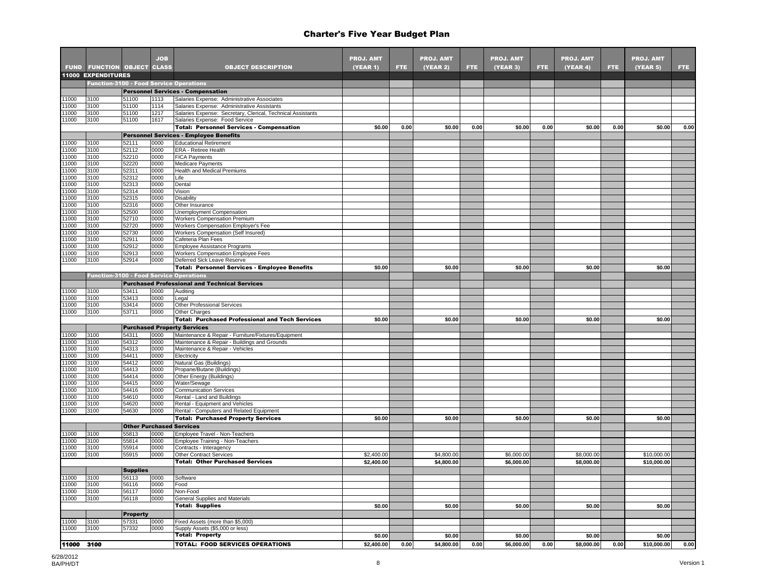# Charter's Five Year Budget Plan

| FUND | FUNCTION | OBJECT | JOB CLASS | OBJECT DESCRIPTION | PROJ. AMT (YEAR 1) | FTE | PROJ. AMT (YEAR 2) | FTE | PROJ. AMT (YEAR 3) | FTE | PROJ. AMT (YEAR 4) | FTE | PROJ. AMT (YEAR 5) | FTE |
|---|---|---|---|---|---|---|---|---|---|---|---|---|---|---|
| **11000 EXPENDITURES** | | | | | | | | | | | | | | |
| | **Function-3100 - Food Service Operations** | | | | | | | | | | | | | |
| | | **Personnel Services - Compensation** | | | | | | | | | | | | |
| 11000 | 3100 | 51100 | 1113 | Salaries Expense: Administrative Associates | | | | | | | | | | |
| 11000 | 3100 | 51100 | 1114 | Salaries Expense: Administrative Assistants | | | | | | | | | | |
| 11000 | 3100 | 51100 | 1217 | Salaries Expense: Secretary, Clerical, Technical Assistants | | | | | | | | | | |
| 11000 | 3100 | 51100 | 1617 | Salaries Expense: Food Service | | | | | | | | | | |
| | | | | **Total: Personnel Services - Compensation** | **$0.00** | **0.00** | **$0.00** | **0.00** | **$0.00** | **0.00** | **$0.00** | **0.00** | **$0.00** | **0.00** |
| | | **Personnel Services - Employee Benefits** | | | | | | | | | | | | |
| 11000 | 3100 | 52111 | 0000 | Educational Retirement | | | | | | | | | | |
| 11000 | 3100 | 52112 | 0000 | ERA - Retiree Health | | | | | | | | | | |
| 11000 | 3100 | 52210 | 0000 | FICA Payments | | | | | | | | | | |
| 11000 | 3100 | 52220 | 0000 | Medicare Payments | | | | | | | | | | |
| 11000 | 3100 | 52311 | 0000 | Health and Medical Premiums | | | | | | | | | | |
| 11000 | 3100 | 52312 | 0000 | Life | | | | | | | | | | |
| 11000 | 3100 | 52313 | 0000 | Dental | | | | | | | | | | |
| 11000 | 3100 | 52314 | 0000 | Vision | | | | | | | | | | |
| 11000 | 3100 | 52315 | 0000 | Disability | | | | | | | | | | |
| 11000 | 3100 | 52316 | 0000 | Other Insurance | | | | | | | | | | |
| 11000 | 3100 | 52500 | 0000 | Unemployment Compensation | | | | | | | | | | |
| 11000 | 3100 | 52710 | 0000 | Workers Compensation Premium | | | | | | | | | | |
| 11000 | 3100 | 52720 | 0000 | Workers Compensation Employer's Fee | | | | | | | | | | |
| 11000 | 3100 | 52730 | 0000 | Workers Compensation (Self Insured) | | | | | | | | | | |
| 11000 | 3100 | 52911 | 0000 | Cafeteria Plan Fees | | | | | | | | | | |
| 11000 | 3100 | 52912 | 0000 | Employee Assistance Programs | | | | | | | | | | |
| 11000 | 3100 | 52913 | 0000 | Workers Compensation Employee Fees | | | | | | | | | | |
| 11000 | 3100 | 52914 | 0000 | Deferred Sick Leave Reserve | | | | | | | | | | |
| | | | | **Total: Personnel Services - Employee Benefits** | **$0.00** | | **$0.00** | | **$0.00** | | **$0.00** | | **$0.00** | |
| | **Function-3100 - Food Service Operations** | | | | | | | | | | | | | |
| | | **Purchased Professional and Technical Services** | | | | | | | | | | | | |
| 11000 | 3100 | 53411 | 0000 | Auditing | | | | | | | | | | |
| 11000 | 3100 | 53413 | 0000 | Legal | | | | | | | | | | |
| 11000 | 3100 | 53414 | 0000 | Other Professional Services | | | | | | | | | | |
| 11000 | 3100 | 53711 | 0000 | Other Charges | | | | | | | | | | |
| | | | | **Total: Purchased Professional and Tech Services** | **$0.00** | | **$0.00** | | **$0.00** | | **$0.00** | | **$0.00** | |
| | | **Purchased Property Services** | | | | | | | | | | | | |
| 11000 | 3100 | 54311 | 0000 | Maintenance & Repair - Furniture/Fixtures/Equipment | | | | | | | | | | |
| 11000 | 3100 | 54312 | 0000 | Maintenance & Repair - Buildings and Grounds | | | | | | | | | | |
| 11000 | 3100 | 54313 | 0000 | Maintenance & Repair - Vehicles | | | | | | | | | | |
| 11000 | 3100 | 54411 | 0000 | Electricity | | | | | | | | | | |
| 11000 | 3100 | 54412 | 0000 | Natural Gas (Buildings) | | | | | | | | | | |
| 11000 | 3100 | 54413 | 0000 | Propane/Butane (Buildings) | | | | | | | | | | |
| 11000 | 3100 | 54414 | 0000 | Other Energy (Buildings) | | | | | | | | | | |
| 11000 | 3100 | 54415 | 0000 | Water/Sewage | | | | | | | | | | |
| 11000 | 3100 | 54416 | 0000 | Communication Services | | | | | | | | | | |
| 11000 | 3100 | 54610 | 0000 | Rental - Land and Buildings | | | | | | | | | | |
| 11000 | 3100 | 54620 | 0000 | Rental - Equipment and Vehicles | | | | | | | | | | |
| 11000 | 3100 | 54630 | 0000 | Rental - Computers and Related Equipment | | | | | | | | | | |
| | | | | **Total: Purchased Property Services** | **$0.00** | | **$0.00** | | **$0.00** | | **$0.00** | | **$0.00** | |
| | | **Other Purchased Services** | | | | | | | | | | | | |
| 11000 | 3100 | 55813 | 0000 | Employee Travel - Non-Teachers | | | | | | | | | | |
| 11000 | 3100 | 55814 | 0000 | Employee Training - Non-Teachers | | | | | | | | | | |
| 11000 | 3100 | 55914 | 0000 | Contracts - Interagency | | | | | | | | | | |
| 11000 | 3100 | 55915 | 0000 | Other Contract Services | $2,400.00 | | $4,800.00 | | $6,000.00 | | $8,000.00 | | $10,000.00 | |
| | | | | **Total: Other Purchased Services** | **$2,400.00** | | **$4,800.00** | | **$6,000.00** | | **$8,000.00** | | **$10,000.00** | |
| | | **Supplies** | | | | | | | | | | | | |
| 11000 | 3100 | 56113 | 0000 | Software | | | | | | | | | | |
| 11000 | 3100 | 56116 | 0000 | Food | | | | | | | | | | |
| 11000 | 3100 | 56117 | 0000 | Non-Food | | | | | | | | | | |
| 11000 | 3100 | 56118 | 0000 | General Supplies and Materials | | | | | | | | | | |
| | | | | **Total: Supplies** | **$0.00** | | **$0.00** | | **$0.00** | | **$0.00** | | **$0.00** | |
| | | **Property** | | | | | | | | | | | | |
| 11000 | 3100 | 57331 | 0000 | Fixed Assets (more than $5,000) | | | | | | | | | | |
| 11000 | 3100 | 57332 | 0000 | Supply Assets ($5,000 or less) | | | | | | | | | | |
| | | | | **Total: Property** | **$0.00** | | **$0.00** | | **$0.00** | | **$0.00** | | **$0.00** | |
| **11000** | **3100** | | | **TOTAL: FOOD SERVICES OPERATIONS** | **$2,400.00** | **0.00** | **$4,800.00** | **0.00** | **$6,000.00** | **0.00** | **$8,000.00** | **0.00** | **$10,000.00** | **0.00** |

6/28/2012
BA/PH/DT

Version 1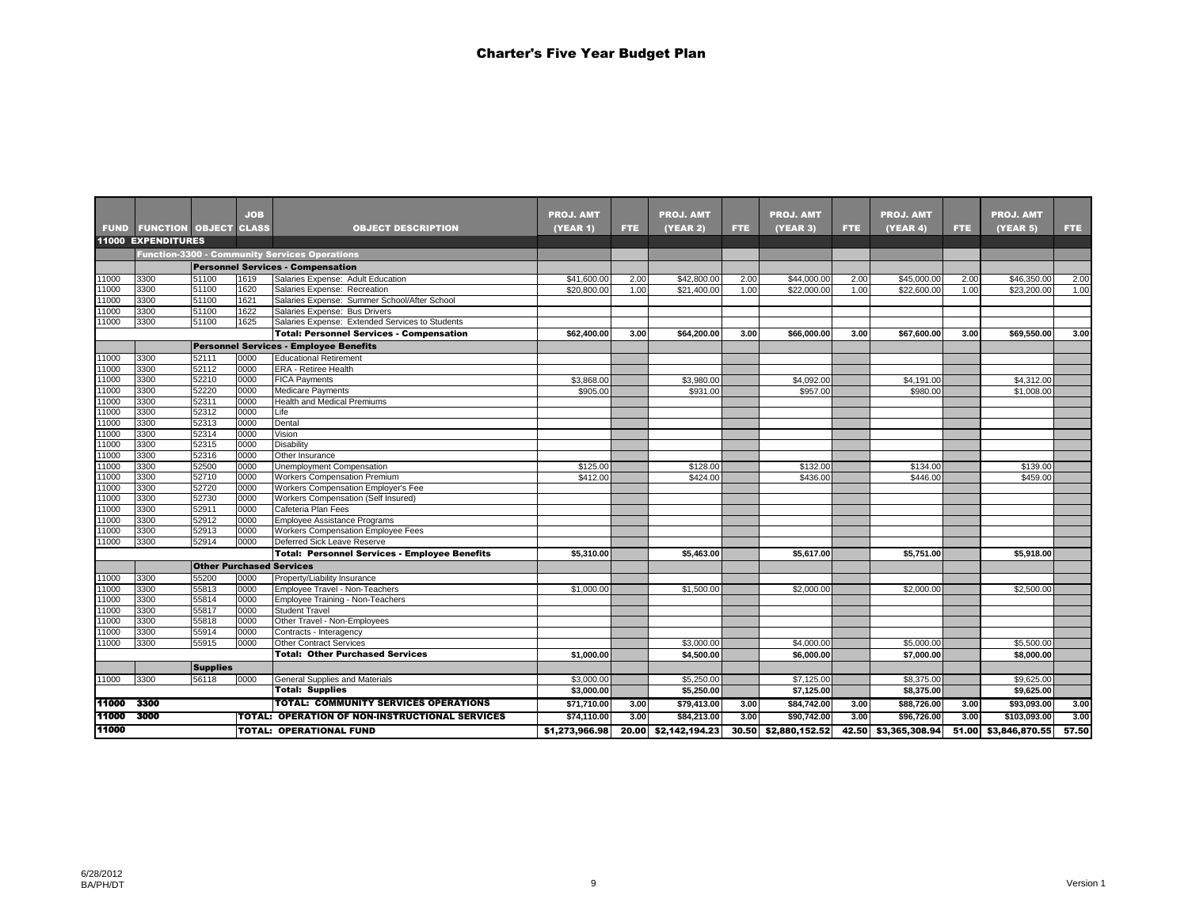# Charter's Five Year Budget Plan

| FUND | FUNCTION | OBJECT | JOB CLASS | OBJECT DESCRIPTION | PROJ. AMT (YEAR 1) | FTE | PROJ. AMT (YEAR 2) | FTE | PROJ. AMT (YEAR 3) | FTE | PROJ. AMT (YEAR 4) | FTE | PROJ. AMT (YEAR 5) | FTE |
|---|---|---|---|---|---|---|---|---|---|---|---|---|---|---|
| **11000 EXPENDITURES** | | | | | | | | | | | | | | |
| | **Function-3300 - Community Services Operations** | | | | | | | | | | | | | |
| | | **Personnel Services - Compensation** | | | | | | | | | | | | |
| 11000 | 3300 | 51100 | 1619 | Salaries Expense: Adult Education | $41,600.00 | 2.00 | $42,800.00 | 2.00 | $44,000.00 | 2.00 | $45,000.00 | 2.00 | $46,350.00 | 2.00 |
| 11000 | 3300 | 51100 | 1620 | Salaries Expense: Recreation | $20,800.00 | 1.00 | $21,400.00 | 1.00 | $22,000.00 | 1.00 | $22,600.00 | 1.00 | $23,200.00 | 1.00 |
| 11000 | 3300 | 51100 | 1621 | Salaries Expense: Summer School/After School | | | | | | | | | | |
| 11000 | 3300 | 51100 | 1622 | Salaries Expense: Bus Drivers | | | | | | | | | | |
| 11000 | 3300 | 51100 | 1625 | Salaries Expense: Extended Services to Students | | | | | | | | | | |
| | | | | **Total: Personnel Services - Compensation** | **$62,400.00** | **3.00** | **$64,200.00** | **3.00** | **$66,000.00** | **3.00** | **$67,600.00** | **3.00** | **$69,550.00** | **3.00** |
| | | **Personnel Services - Employee Benefits** | | | | | | | | | | | | |
| 11000 | 3300 | 52111 | 0000 | Educational Retirement | | | | | | | | | | |
| 11000 | 3300 | 52112 | 0000 | ERA - Retiree Health | | | | | | | | | | |
| 11000 | 3300 | 52210 | 0000 | FICA Payments | $3,868.00 | | $3,980.00 | | $4,092.00 | | $4,191.00 | | $4,312.00 | |
| 11000 | 3300 | 52220 | 0000 | Medicare Payments | $905.00 | | $931.00 | | $957.00 | | $980.00 | | $1,008.00 | |
| 11000 | 3300 | 52311 | 0000 | Health and Medical Premiums | | | | | | | | | | |
| 11000 | 3300 | 52312 | 0000 | Life | | | | | | | | | | |
| 11000 | 3300 | 52313 | 0000 | Dental | | | | | | | | | | |
| 11000 | 3300 | 52314 | 0000 | Vision | | | | | | | | | | |
| 11000 | 3300 | 52315 | 0000 | Disability | | | | | | | | | | |
| 11000 | 3300 | 52316 | 0000 | Other Insurance | | | | | | | | | | |
| 11000 | 3300 | 52500 | 0000 | Unemployment Compensation | $125.00 | | $128.00 | | $132.00 | | $134.00 | | $139.00 | |
| 11000 | 3300 | 52710 | 0000 | Workers Compensation Premium | $412.00 | | $424.00 | | $436.00 | | $446.00 | | $459.00 | |
| 11000 | 3300 | 52720 | 0000 | Workers Compensation Employer's Fee | | | | | | | | | | |
| 11000 | 3300 | 52730 | 0000 | Workers Compensation (Self Insured) | | | | | | | | | | |
| 11000 | 3300 | 52911 | 0000 | Cafeteria Plan Fees | | | | | | | | | | |
| 11000 | 3300 | 52912 | 0000 | Employee Assistance Programs | | | | | | | | | | |
| 11000 | 3300 | 52913 | 0000 | Workers Compensation Employee Fees | | | | | | | | | | |
| 11000 | 3300 | 52914 | 0000 | Deferred Sick Leave Reserve | | | | | | | | | | |
| | | | | **Total: Personnel Services - Employee Benefits** | **$5,310.00** | | **$5,463.00** | | **$5,617.00** | | **$5,751.00** | | **$5,918.00** | |
| | | **Other Purchased Services** | | | | | | | | | | | | |
| 11000 | 3300 | 55200 | 0000 | Property/Liability Insurance | | | | | | | | | | |
| 11000 | 3300 | 55813 | 0000 | Employee Travel - Non-Teachers | $1,000.00 | | $1,500.00 | | $2,000.00 | | $2,000.00 | | $2,500.00 | |
| 11000 | 3300 | 55814 | 0000 | Employee Training - Non-Teachers | | | | | | | | | | |
| 11000 | 3300 | 55817 | 0000 | Student Travel | | | | | | | | | | |
| 11000 | 3300 | 55818 | 0000 | Other Travel - Non-Employees | | | | | | | | | | |
| 11000 | 3300 | 55914 | 0000 | Contracts - Interagency | | | | | | | | | | |
| 11000 | 3300 | 55915 | 0000 | Other Contract Services | | | $3,000.00 | | $4,000.00 | | $5,000.00 | | $5,500.00 | |
| | | | | **Total: Other Purchased Services** | **$1,000.00** | | **$4,500.00** | | **$6,000.00** | | **$7,000.00** | | **$8,000.00** | |
| | | **Supplies** | | | | | | | | | | | | |
| 11000 | 3300 | 56118 | 0000 | General Supplies and Materials | $3,000.00 | | $5,250.00 | | $7,125.00 | | $8,375.00 | | $9,625.00 | |
| | | | | **Total: Supplies** | **$3,000.00** | | **$5,250.00** | | **$7,125.00** | | **$8,375.00** | | **$9,625.00** | |
| **11000** | **3300** | | | **TOTAL: COMMUNITY SERVICES OPERATIONS** | **$71,710.00** | **3.00** | **$79,413.00** | **3.00** | **$84,742.00** | **3.00** | **$88,726.00** | **3.00** | **$93,093.00** | **3.00** |
| **11000** | **3000** | | | **TOTAL: OPERATION OF NON-INSTRUCTIONAL SERVICES** | **$74,110.00** | **3.00** | **$84,213.00** | **3.00** | **$90,742.00** | **3.00** | **$96,726.00** | **3.00** | **$103,093.00** | **3.00** |
| **11000** | | | | **TOTAL: OPERATIONAL FUND** | **$1,273,966.98** | **20.00** | **$2,142,194.23** | **30.50** | **$2,880,152.52** | **42.50** | **$3,365,308.94** | **51.00** | **$3,846,870.55** | **57.50** |

6/28/2012
BA/PH/DT

Version 1